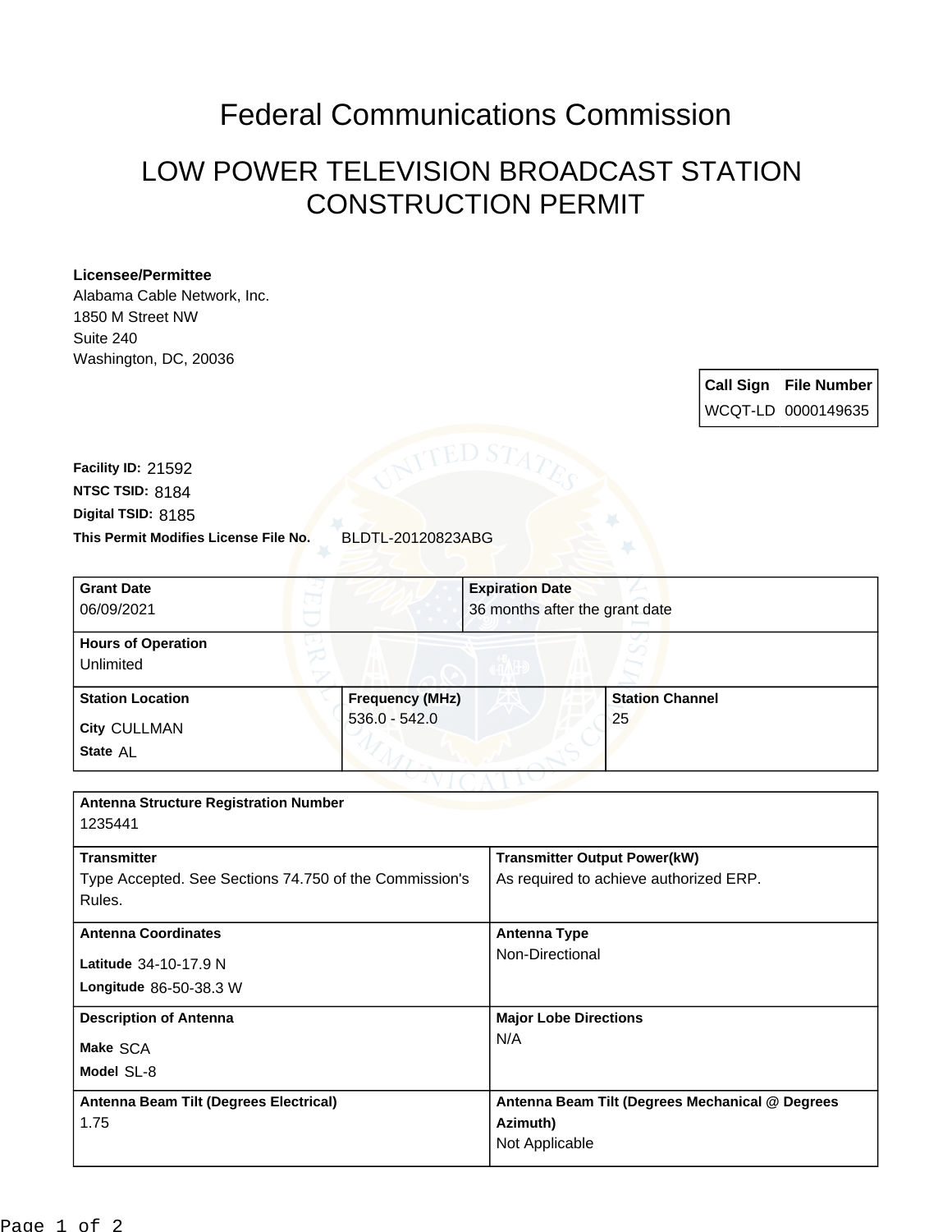# Federal Communications Commission

## LOW POWER TELEVISION BROADCAST STATION CONSTRUCTION PERMIT

**Licensee/Permittee**
Alabama Cable Network, Inc.
1850 M Street NW
Suite 240
Washington, DC, 20036

| Call Sign | File Number |
|---|---|
| WCQT-LD | 0000149635 |

**Facility ID:** 21592
**NTSC TSID:** 8184
**Digital TSID:** 8185
**This Permit Modifies License File No.** BLDTL-20120823ABG

| Grant Date | Expiration Date |
|---|---|
| 06/09/2021 | 36 months after the grant date |

| Hours of Operation |
|---|
| Unlimited |

| Station Location | Frequency (MHz) | Station Channel |
|---|---|---|
| City CULLMAN<br>State AL | 536.0 - 542.0 | 25 |

| Antenna Structure Registration Number | |
|---|---|
| 1235441 | |
| **Transmitter** | **Transmitter Output Power(kW)** |
| Type Accepted. See Sections 74.750 of the Commission's Rules. | As required to achieve authorized ERP. |
| **Antenna Coordinates** | **Antenna Type** |
| Latitude 34-10-17.9 N<br>Longitude 86-50-38.3 W | Non-Directional |
| **Description of Antenna** | **Major Lobe Directions** |
| Make SCA<br>Model SL-8 | N/A |
| **Antenna Beam Tilt (Degrees Electrical)** | **Antenna Beam Tilt (Degrees Mechanical @ Degrees Azimuth)** |
| 1.75 | Not Applicable |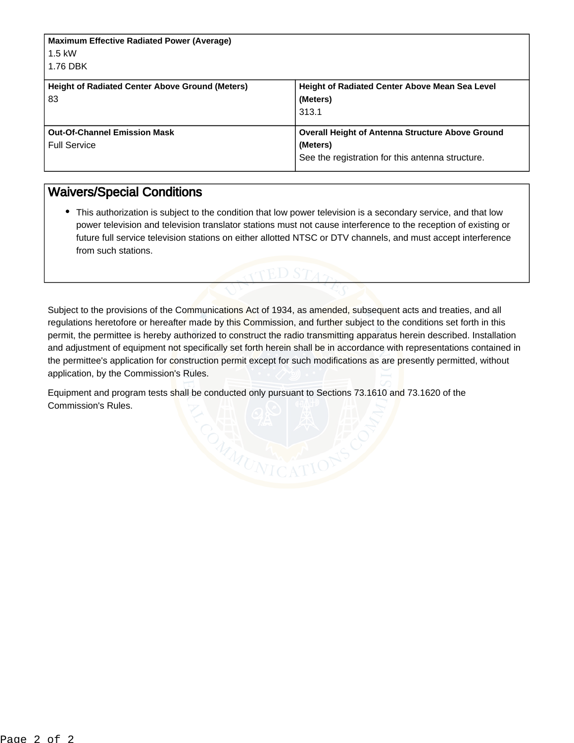| | |
|---|---|
| **Maximum Effective Radiated Power (Average)**<br>1.5 kW<br>1.76 DBK | |
| **Height of Radiated Center Above Ground (Meters)**<br>83 | **Height of Radiated Center Above Mean Sea Level (Meters)**<br>313.1 |
| **Out-Of-Channel Emission Mask**<br>Full Service | **Overall Height of Antenna Structure Above Ground (Meters)**<br>See the registration for this antenna structure. |

## Waivers/Special Conditions

- This authorization is subject to the condition that low power television is a secondary service, and that low power television and television translator stations must not cause interference to the reception of existing or future full service television stations on either allotted NTSC or DTV channels, and must accept interference from such stations.

Subject to the provisions of the Communications Act of 1934, as amended, subsequent acts and treaties, and all regulations heretofore or hereafter made by this Commission, and further subject to the conditions set forth in this permit, the permittee is hereby authorized to construct the radio transmitting apparatus herein described. Installation and adjustment of equipment not specifically set forth herein shall be in accordance with representations contained in the permittee's application for construction permit except for such modifications as are presently permitted, without application, by the Commission's Rules.

Equipment and program tests shall be conducted only pursuant to Sections 73.1610 and 73.1620 of the Commission's Rules.